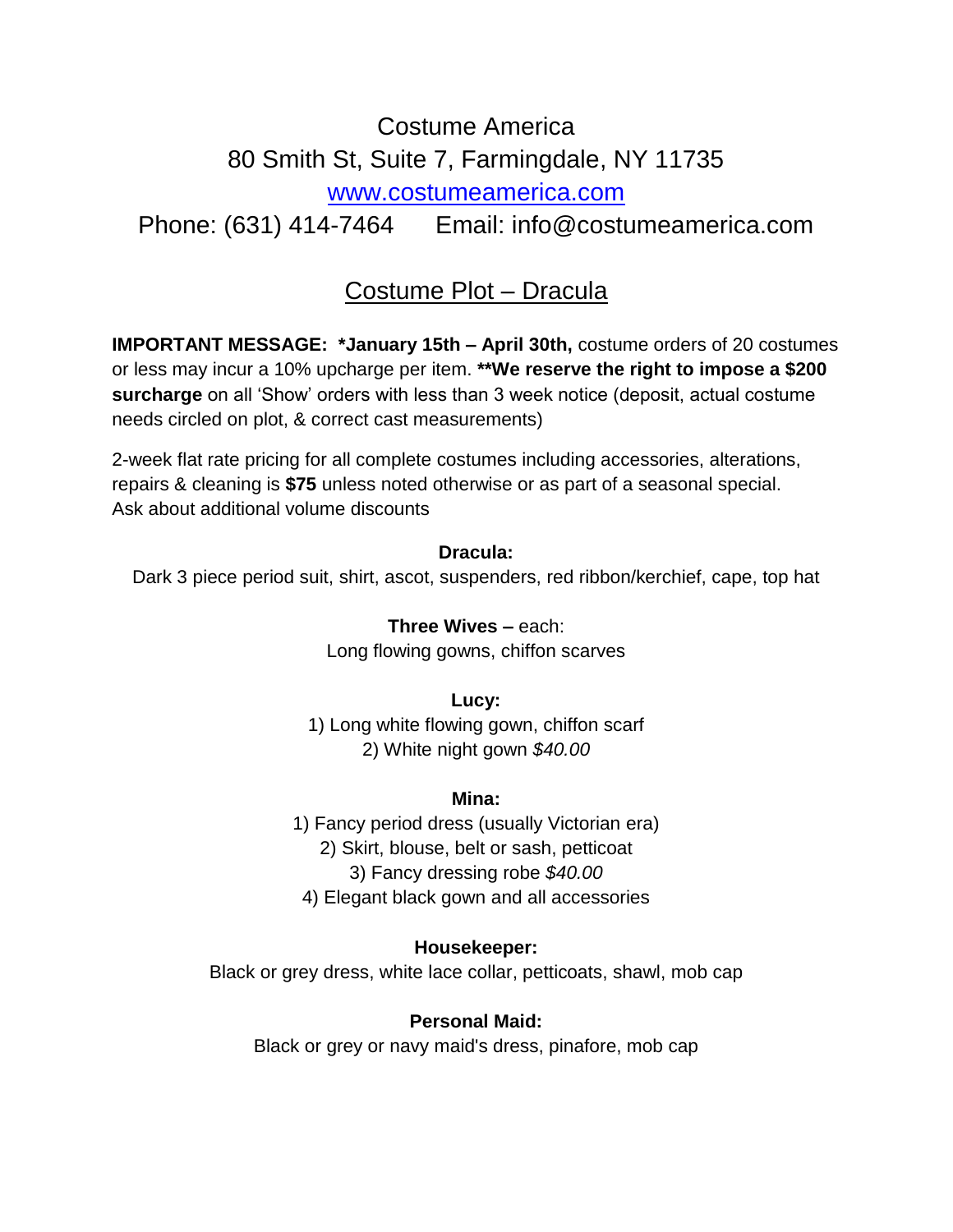Costume America

80 Smith St, Suite 7, Farmingdale, NY 11735

[www.costumeamerica.com](http://www.costumeamerica.com)

Phone: (631) 414-7464    Email: info@costumeamerica.com

# Costume Plot – Dracula

**IMPORTANT MESSAGE: *January 15th – April 30th,** costume orders of 20 costumes or less may incur a 10% upcharge per item. ****We reserve the right to impose a $200 surcharge** on all 'Show' orders with less than 3 week notice (deposit, actual costume needs circled on plot, & correct cast measurements)

2-week flat rate pricing for all complete costumes including accessories, alterations, repairs & cleaning is **$75** unless noted otherwise or as part of a seasonal special. Ask about additional volume discounts

**Dracula:**

Dark 3 piece period suit, shirt, ascot, suspenders, red ribbon/kerchief, cape, top hat

**Three Wives –** each:

Long flowing gowns, chiffon scarves

**Lucy:**

1) Long white flowing gown, chiffon scarf

2) White night gown *$40.00*

**Mina:**

1) Fancy period dress (usually Victorian era)

2) Skirt, blouse, belt or sash, petticoat

3) Fancy dressing robe *$40.00*

4) Elegant black gown and all accessories

**Housekeeper:**

Black or grey dress, white lace collar, petticoats, shawl, mob cap

**Personal Maid:**

Black or grey or navy maid's dress, pinafore, mob cap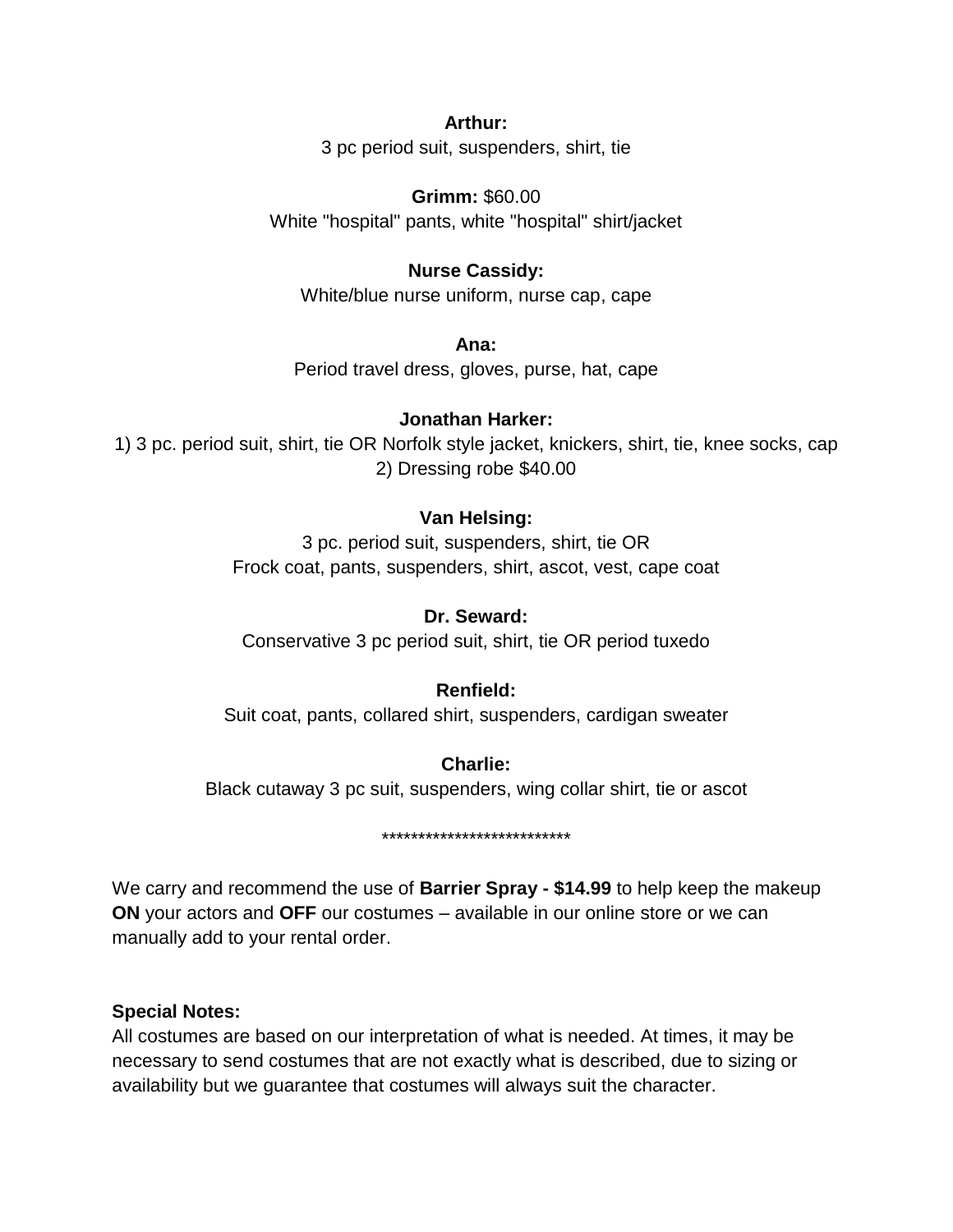**Arthur:**
3 pc period suit, suspenders, shirt, tie

**Grimm:** $60.00
White "hospital" pants, white "hospital" shirt/jacket

**Nurse Cassidy:**
White/blue nurse uniform, nurse cap, cape

**Ana:**
Period travel dress, gloves, purse, hat, cape

**Jonathan Harker:**
1) 3 pc. period suit, shirt, tie OR Norfolk style jacket, knickers, shirt, tie, knee socks, cap
2) Dressing robe $40.00

**Van Helsing:**
3 pc. period suit, suspenders, shirt, tie OR
Frock coat, pants, suspenders, shirt, ascot, vest, cape coat

**Dr. Seward:**
Conservative 3 pc period suit, shirt, tie OR period tuxedo

**Renfield:**
Suit coat, pants, collared shirt, suspenders, cardigan sweater

**Charlie:**
Black cutaway 3 pc suit, suspenders, wing collar shirt, tie or ascot

**************************

We carry and recommend the use of **Barrier Spray - $14.99** to help keep the makeup **ON** your actors and **OFF** our costumes – available in our online store or we can manually add to your rental order.

**Special Notes:**
All costumes are based on our interpretation of what is needed. At times, it may be necessary to send costumes that are not exactly what is described, due to sizing or availability but we guarantee that costumes will always suit the character.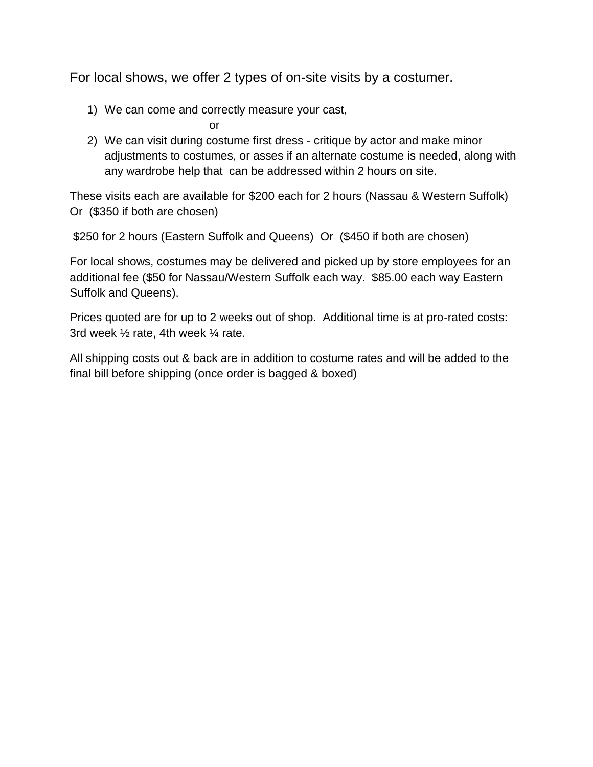For local shows, we offer 2 types of on-site visits by a costumer.

1) We can come and correctly measure your cast,

   or

2) We can visit during costume first dress - critique by actor and make minor adjustments to costumes, or asses if an alternate costume is needed, along with any wardrobe help that can be addressed within 2 hours on site.

These visits each are available for $200 each for 2 hours (Nassau & Western Suffolk) Or ($350 if both are chosen)

$250 for 2 hours (Eastern Suffolk and Queens) Or ($450 if both are chosen)

For local shows, costumes may be delivered and picked up by store employees for an additional fee ($50 for Nassau/Western Suffolk each way. $85.00 each way Eastern Suffolk and Queens).

Prices quoted are for up to 2 weeks out of shop. Additional time is at pro-rated costs: 3rd week ½ rate, 4th week ¼ rate.

All shipping costs out & back are in addition to costume rates and will be added to the final bill before shipping (once order is bagged & boxed)